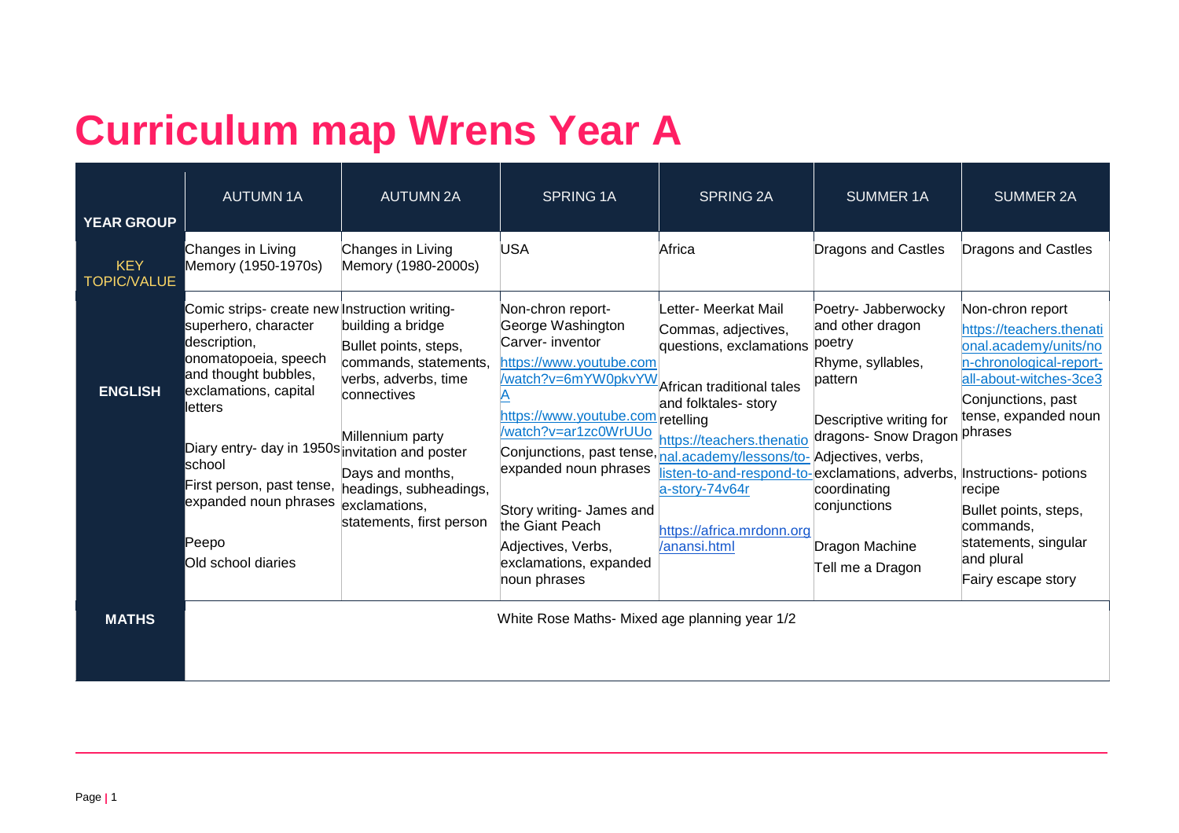# Curriculum map Wrens Year A

| YEAR GROUP | AUTUMN 1A | AUTUMN 2A | SPRING 1A | SPRING 2A | SUMMER 1A | SUMMER 2A |
|---|---|---|---|---|---|---|
| KEY TOPIC/VALUE | Changes in Living Memory (1950-1970s) | Changes in Living Memory (1980-2000s) | USA | Africa | Dragons and Castles | Dragons and Castles |
| ENGLISH | Comic strips- create new superhero, character description, onomatopoeia, speech and thought bubbles, exclamations, capital letters<br><br>Diary entry- day in 1950s school<br>First person, past tense, expanded noun phrases<br><br>Peepo<br>Old school diaries | Instruction writing- building a bridge<br>Bullet points, steps, commands, statements, verbs, adverbs, time connectives<br><br>Millennium party invitation and poster<br>Days and months, headings, subheadings, exclamations, statements, first person | Non-chron report- George Washington Carver- inventor<br>https://www.youtube.com/watch?v=6mYW0pkvYWA<br>https://www.youtube.com/watch?v=ar1zc0WrUUo<br>Conjunctions, past tense, expanded noun phrases<br><br>Story writing- James and the Giant Peach<br>Adjectives, Verbs, exclamations, expanded noun phrases | Letter- Meerkat Mail<br>Commas, adjectives, questions, exclamations<br><br>African traditional tales and folktales- story retelling<br>https://teachers.thenational.academy/lessons/to-listen-to-and-respond-to-a-story-74v64r<br><br>https://africa.mrdonn.org/anansi.html | Poetry- Jabberwocky and other dragon poetry<br>Rhyme, syllables, pattern<br><br>Descriptive writing for dragons- Snow Dragon<br>Adjectives, verbs, exclamations, adverbs, coordinating conjunctions<br><br>Dragon Machine<br>Tell me a Dragon | Non-chron report<br>https://teachers.thenational.academy/units/non-chronological-report-all-about-witches-3ce3<br>Conjunctions, past tense, expanded noun phrases<br><br>Instructions- potions recipe<br>Bullet points, steps, commands, statements, singular and plural<br>Fairy escape story |
| MATHS | White Rose Maths- Mixed age planning year 1/2 | | | | | |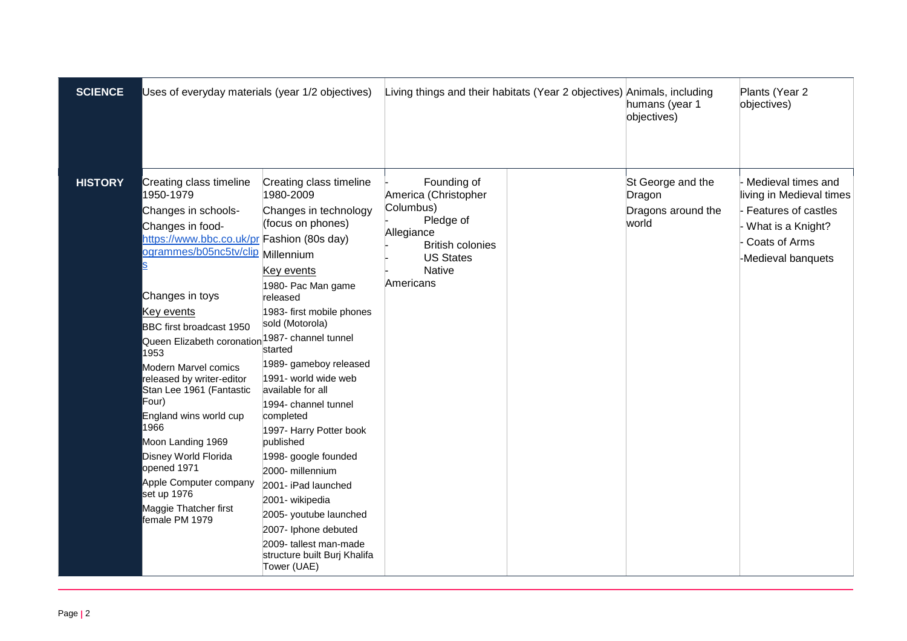| SCIENCE | Uses of everyday materials (year 1/2 objectives) | | Living things and their habitats (Year 2 objectives) | | Animals, including humans (year 1 objectives) | Plants (Year 2 objectives) |
|---|---|---|---|---|---|---|
| **HISTORY** | Creating class timeline 1950-1979<br>Changes in schools-<br>Changes in food- [https://www.bbc.co.uk/programmes/b05nc5tv/clips](https://www.bbc.co.uk/programmes/b05nc5tv/clips)<br><br>Changes in toys<br>Key events<br>BBC first broadcast 1950<br>Queen Elizabeth coronation 1953<br>Modern Marvel comics released by writer-editor Stan Lee 1961 (Fantastic Four)<br>England wins world cup 1966<br>Moon Landing 1969<br>Disney World Florida opened 1971<br>Apple Computer company set up 1976<br>Maggie Thatcher first female PM 1979 | Creating class timeline 1980-2009<br>Changes in technology (focus on phones)<br>Fashion (80s day)<br>Millennium<br>Key events<br>1980- Pac Man game released<br>1983- first mobile phones sold (Motorola)<br>1987- channel tunnel started<br>1989- gameboy released<br>1991- world wide web available for all<br>1994- channel tunnel completed<br>1997- Harry Potter book published<br>1998- google founded<br>2000- millennium<br>2001- iPad launched<br>2001- wikipedia<br>2005- youtube launched<br>2007- Iphone debuted<br>2009- tallest man-made structure built Burj Khalifa Tower (UAE) | - Founding of America (Christopher Columbus)<br>- Pledge of Allegiance<br>- British colonies<br>- US States<br>- Native Americans | | St George and the Dragon<br>Dragons around the world | - Medieval times and living in Medieval times<br>- Features of castles<br>- What is a Knight?<br>- Coats of Arms<br>-Medieval banquets |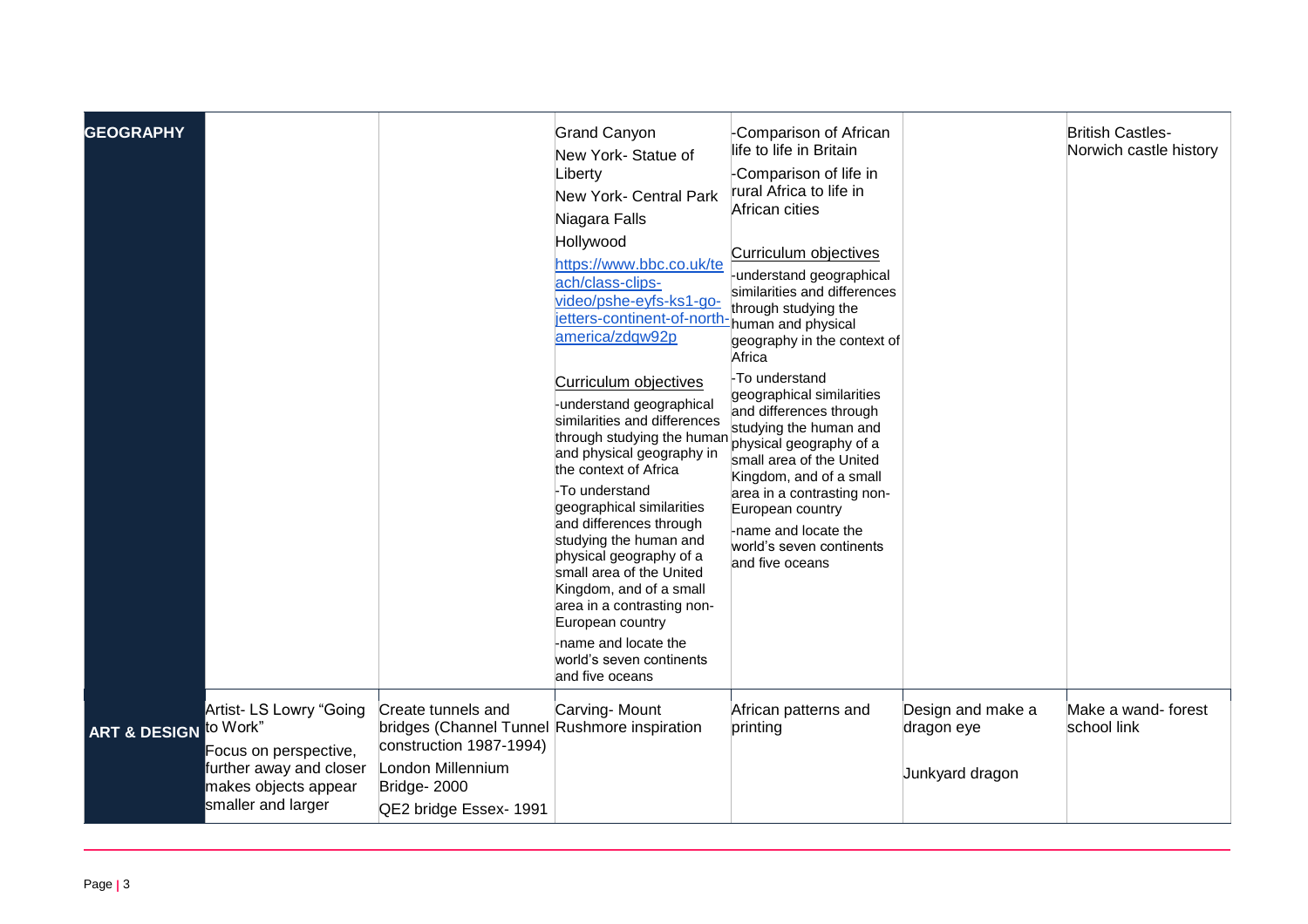| | | | | | | |
|---|---|---|---|---|---|---|
| **GEOGRAPHY** | | | Grand Canyon<br>New York- Statue of Liberty<br>New York- Central Park<br>Niagara Falls<br>Hollywood<br>https://www.bbc.co.uk/teach/class-clips-video/pshe-eyfs-ks1-go-jetters-continent-of-north-america/zdqw92p<br><br>Curriculum objectives<br>-understand geographical similarities and differences through studying the human and physical geography in the context of Africa<br>-To understand geographical similarities and differences through studying the human and physical geography of a small area of the United Kingdom, and of a small area in a contrasting non-European country<br>-name and locate the world's seven continents and five oceans | -Comparison of African life to life in Britain<br>-Comparison of life in rural Africa to life in African cities<br><br>Curriculum objectives<br>-understand geographical similarities and differences through studying the human and physical geography in the context of Africa<br>-To understand geographical similarities and differences through studying the human and physical geography of a small area of the United Kingdom, and of a small area in a contrasting non-European country<br>-name and locate the world's seven continents and five oceans | | British Castles- Norwich castle history |
| **ART & DESIGN** | Artist- LS Lowry "Going to Work"<br>Focus on perspective, further away and closer makes objects appear smaller and larger | Create tunnels and bridges (Channel Tunnel construction 1987-1994)<br>London Millennium Bridge- 2000<br>QE2 bridge Essex- 1991 | Carving- Mount Rushmore inspiration | African patterns and printing | Design and make a dragon eye<br><br>Junkyard dragon | Make a wand- forest school link |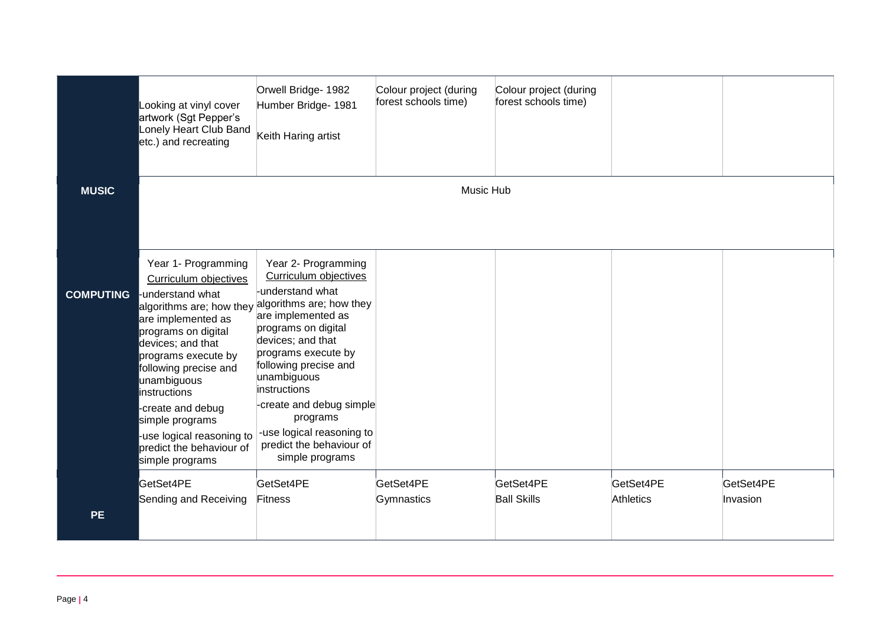| | | | | | | |
|---|---|---|---|---|---|---|
| | Looking at vinyl cover artwork (Sgt Pepper's Lonely Heart Club Band etc.) and recreating | Orwell Bridge- 1982<br>Humber Bridge- 1981<br><br>Keith Haring artist | Colour project (during forest schools time) | Colour project (during forest schools time) | | |
| **MUSIC** | Music Hub | | | | | |
| **COMPUTING** | Year 1- Programming<br>Curriculum objectives<br>-understand what algorithms are; how they are implemented as programs on digital devices; and that programs execute by following precise and unambiguous instructions<br>-create and debug simple programs<br>-use logical reasoning to predict the behaviour of simple programs | Year 2- Programming<br>Curriculum objectives<br>-understand what algorithms are; how they are implemented as programs on digital devices; and that programs execute by following precise and unambiguous instructions<br>-create and debug simple programs<br>-use logical reasoning to predict the behaviour of simple programs | | | | |
| **PE** | GetSet4PE<br>Sending and Receiving | GetSet4PE<br>Fitness | GetSet4PE<br>Gymnastics | GetSet4PE<br>Ball Skills | GetSet4PE<br>Athletics | GetSet4PE<br>Invasion |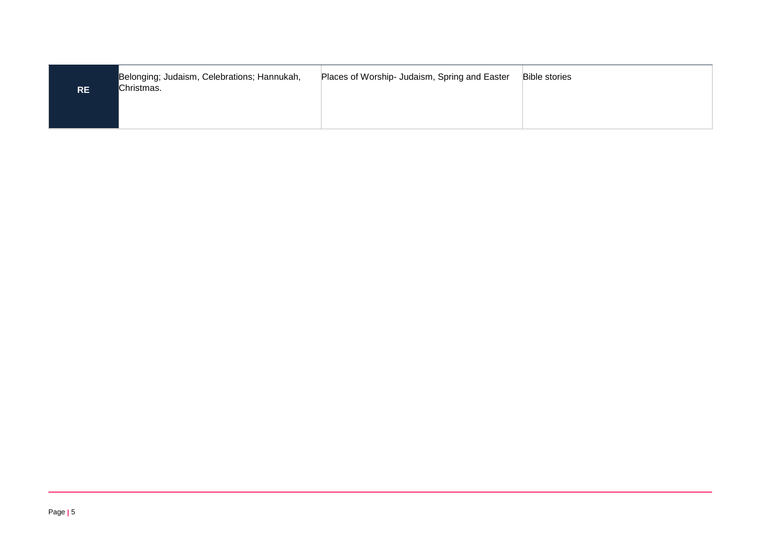| | | | |
|---|---|---|---|
| **RE** | Belonging; Judaism, Celebrations; Hannukah, Christmas. | Places of Worship- Judaism, Spring and Easter | Bible stories |